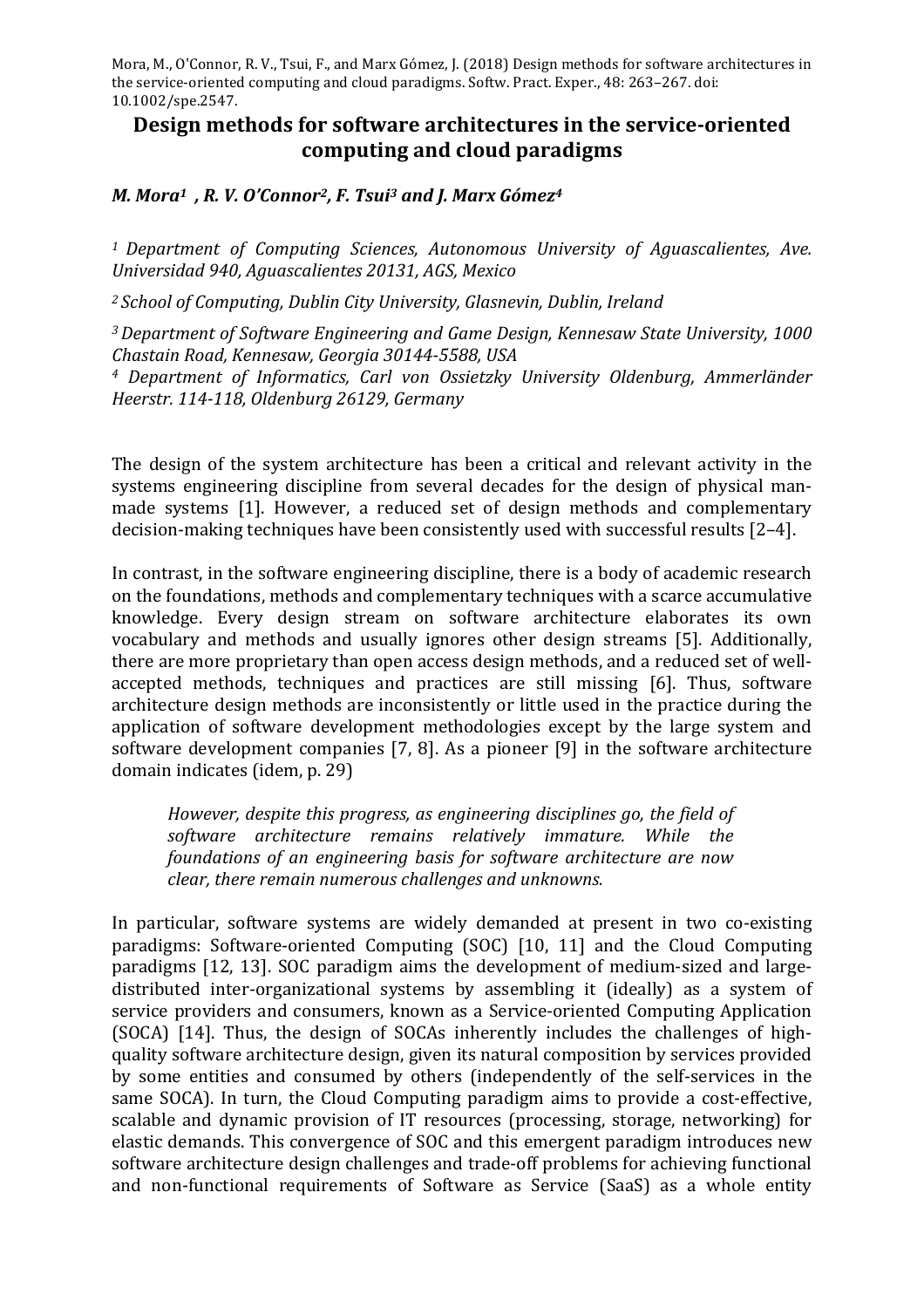Mora, M., O'Connor, R. V., Tsui, F., and Marx Gómez, J. (2018) Design methods for software architectures in the service-oriented computing and cloud paradigms. Softw. Pract. Exper., 48: 263–267. doi: 10.1002/spe.2547.

# Design methods for software architectures in the service-oriented computing and cloud paradigms

***M. Mora[1] , R. V. O'Connor[2], F. Tsui[3] and J. Marx Gómez[4]***

*[1] Department of Computing Sciences, Autonomous University of Aguascalientes, Ave. Universidad 940, Aguascalientes 20131, AGS, Mexico*

*[2] School of Computing, Dublin City University, Glasnevin, Dublin, Ireland*

*[3] Department of Software Engineering and Game Design, Kennesaw State University, 1000 Chastain Road, Kennesaw, Georgia 30144-5588, USA*

*[4] Department of Informatics, Carl von Ossietzky University Oldenburg, Ammerländer Heerstr. 114-118, Oldenburg 26129, Germany*

The design of the system architecture has been a critical and relevant activity in the systems engineering discipline from several decades for the design of physical man-made systems [1]. However, a reduced set of design methods and complementary decision-making techniques have been consistently used with successful results [2–4].

In contrast, in the software engineering discipline, there is a body of academic research on the foundations, methods and complementary techniques with a scarce accumulative knowledge. Every design stream on software architecture elaborates its own vocabulary and methods and usually ignores other design streams [5]. Additionally, there are more proprietary than open access design methods, and a reduced set of well-accepted methods, techniques and practices are still missing [6]. Thus, software architecture design methods are inconsistently or little used in the practice during the application of software development methodologies except by the large system and software development companies [7, 8]. As a pioneer [9] in the software architecture domain indicates (idem, p. 29)

> *However, despite this progress, as engineering disciplines go, the field of software architecture remains relatively immature. While the foundations of an engineering basis for software architecture are now clear, there remain numerous challenges and unknowns.*

In particular, software systems are widely demanded at present in two co-existing paradigms: Software-oriented Computing (SOC) [10, 11] and the Cloud Computing paradigms [12, 13]. SOC paradigm aims the development of medium-sized and large-distributed inter-organizational systems by assembling it (ideally) as a system of service providers and consumers, known as a Service-oriented Computing Application (SOCA) [14]. Thus, the design of SOCAs inherently includes the challenges of high-quality software architecture design, given its natural composition by services provided by some entities and consumed by others (independently of the self-services in the same SOCA). In turn, the Cloud Computing paradigm aims to provide a cost-effective, scalable and dynamic provision of IT resources (processing, storage, networking) for elastic demands. This convergence of SOC and this emergent paradigm introduces new software architecture design challenges and trade-off problems for achieving functional and non-functional requirements of Software as Service (SaaS) as a whole entity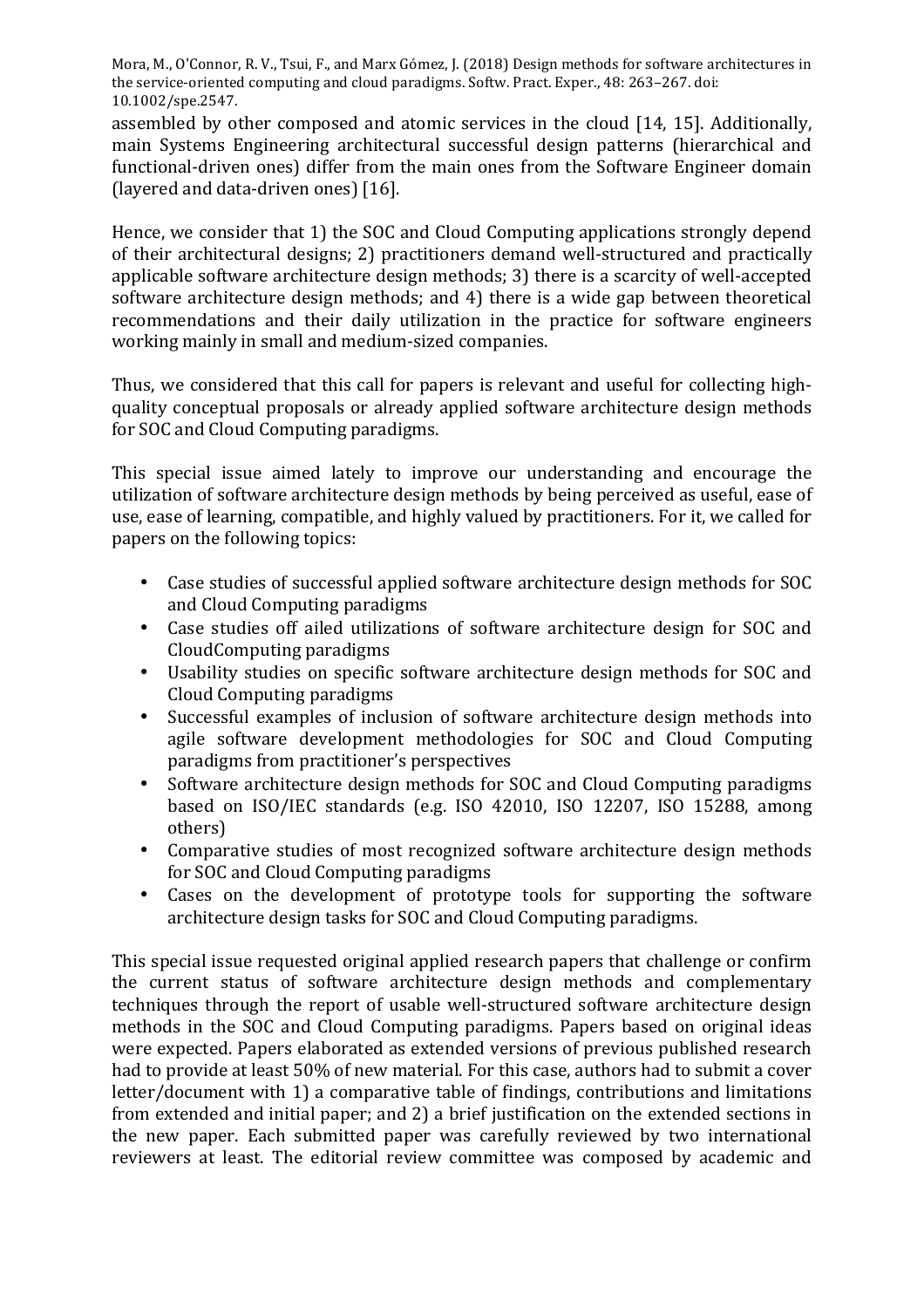assembled by other composed and atomic services in the cloud [14, 15]. Additionally, main Systems Engineering architectural successful design patterns (hierarchical and functional-driven ones) differ from the main ones from the Software Engineer domain (layered and data-driven ones) [16].

Hence, we consider that 1) the SOC and Cloud Computing applications strongly depend of their architectural designs; 2) practitioners demand well-structured and practically applicable software architecture design methods; 3) there is a scarcity of well-accepted software architecture design methods; and 4) there is a wide gap between theoretical recommendations and their daily utilization in the practice for software engineers working mainly in small and medium-sized companies.

Thus, we considered that this call for papers is relevant and useful for collecting high-quality conceptual proposals or already applied software architecture design methods for SOC and Cloud Computing paradigms.

This special issue aimed lately to improve our understanding and encourage the utilization of software architecture design methods by being perceived as useful, ease of use, ease of learning, compatible, and highly valued by practitioners. For it, we called for papers on the following topics:

- Case studies of successful applied software architecture design methods for SOC and Cloud Computing paradigms
- Case studies off ailed utilizations of software architecture design for SOC and CloudComputing paradigms
- Usability studies on specific software architecture design methods for SOC and Cloud Computing paradigms
- Successful examples of inclusion of software architecture design methods into agile software development methodologies for SOC and Cloud Computing paradigms from practitioner's perspectives
- Software architecture design methods for SOC and Cloud Computing paradigms based on ISO/IEC standards (e.g. ISO 42010, ISO 12207, ISO 15288, among others)
- Comparative studies of most recognized software architecture design methods for SOC and Cloud Computing paradigms
- Cases on the development of prototype tools for supporting the software architecture design tasks for SOC and Cloud Computing paradigms.

This special issue requested original applied research papers that challenge or confirm the current status of software architecture design methods and complementary techniques through the report of usable well-structured software architecture design methods in the SOC and Cloud Computing paradigms. Papers based on original ideas were expected. Papers elaborated as extended versions of previous published research had to provide at least 50% of new material. For this case, authors had to submit a cover letter/document with 1) a comparative table of findings, contributions and limitations from extended and initial paper; and 2) a brief justification on the extended sections in the new paper. Each submitted paper was carefully reviewed by two international reviewers at least. The editorial review committee was composed by academic and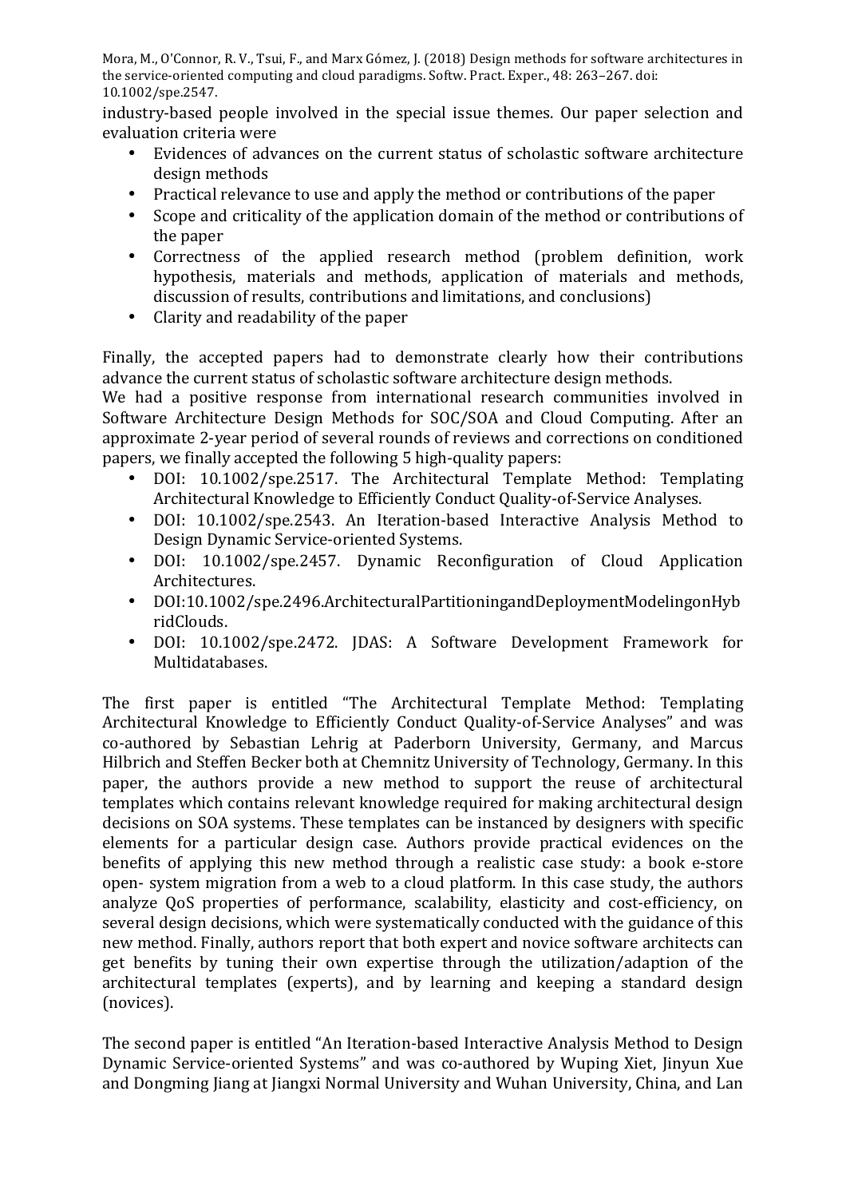industry-based people involved in the special issue themes. Our paper selection and evaluation criteria were

- Evidences of advances on the current status of scholastic software architecture design methods
- Practical relevance to use and apply the method or contributions of the paper
- Scope and criticality of the application domain of the method or contributions of the paper
- Correctness of the applied research method (problem definition, work hypothesis, materials and methods, application of materials and methods, discussion of results, contributions and limitations, and conclusions)
- Clarity and readability of the paper

Finally, the accepted papers had to demonstrate clearly how their contributions advance the current status of scholastic software architecture design methods.

We had a positive response from international research communities involved in Software Architecture Design Methods for SOC/SOA and Cloud Computing. After an approximate 2-year period of several rounds of reviews and corrections on conditioned papers, we finally accepted the following 5 high-quality papers:

- DOI: 10.1002/spe.2517. The Architectural Template Method: Templating Architectural Knowledge to Efficiently Conduct Quality-of-Service Analyses.
- DOI: 10.1002/spe.2543. An Iteration-based Interactive Analysis Method to Design Dynamic Service-oriented Systems.
- DOI: 10.1002/spe.2457. Dynamic Reconfiguration of Cloud Application Architectures.
- DOI:10.1002/spe.2496.ArchitecturalPartitioningandDeploymentModelingonHybridClouds.
- DOI: 10.1002/spe.2472. JDAS: A Software Development Framework for Multidatabases.

The first paper is entitled "The Architectural Template Method: Templating Architectural Knowledge to Efficiently Conduct Quality-of-Service Analyses" and was co-authored by Sebastian Lehrig at Paderborn University, Germany, and Marcus Hilbrich and Steffen Becker both at Chemnitz University of Technology, Germany. In this paper, the authors provide a new method to support the reuse of architectural templates which contains relevant knowledge required for making architectural design decisions on SOA systems. These templates can be instanced by designers with specific elements for a particular design case. Authors provide practical evidences on the benefits of applying this new method through a realistic case study: a book e-store open- system migration from a web to a cloud platform. In this case study, the authors analyze QoS properties of performance, scalability, elasticity and cost-efficiency, on several design decisions, which were systematically conducted with the guidance of this new method. Finally, authors report that both expert and novice software architects can get benefits by tuning their own expertise through the utilization/adaption of the architectural templates (experts), and by learning and keeping a standard design (novices).

The second paper is entitled "An Iteration-based Interactive Analysis Method to Design Dynamic Service-oriented Systems" and was co-authored by Wuping Xiet, Jinyun Xue and Dongming Jiang at Jiangxi Normal University and Wuhan University, China, and Lan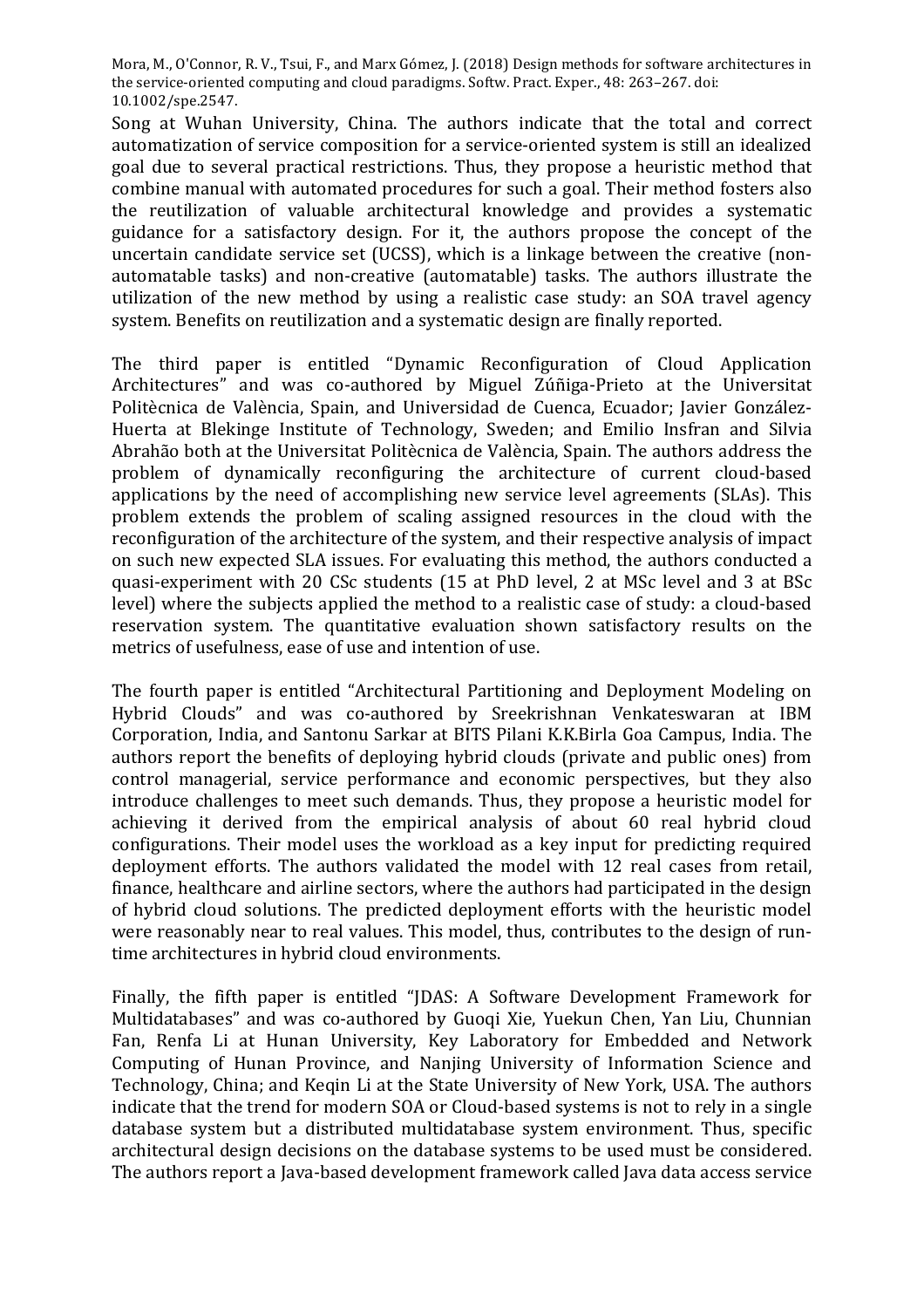Song at Wuhan University, China. The authors indicate that the total and correct automatization of service composition for a service-oriented system is still an idealized goal due to several practical restrictions. Thus, they propose a heuristic method that combine manual with automated procedures for such a goal. Their method fosters also the reutilization of valuable architectural knowledge and provides a systematic guidance for a satisfactory design. For it, the authors propose the concept of the uncertain candidate service set (UCSS), which is a linkage between the creative (non-automatable tasks) and non-creative (automatable) tasks. The authors illustrate the utilization of the new method by using a realistic case study: an SOA travel agency system. Benefits on reutilization and a systematic design are finally reported.

The third paper is entitled "Dynamic Reconfiguration of Cloud Application Architectures" and was co-authored by Miguel Zúñiga-Prieto at the Universitat Politècnica de València, Spain, and Universidad de Cuenca, Ecuador; Javier González-Huerta at Blekinge Institute of Technology, Sweden; and Emilio Insfran and Silvia Abrahão both at the Universitat Politècnica de València, Spain. The authors address the problem of dynamically reconfiguring the architecture of current cloud-based applications by the need of accomplishing new service level agreements (SLAs). This problem extends the problem of scaling assigned resources in the cloud with the reconfiguration of the architecture of the system, and their respective analysis of impact on such new expected SLA issues. For evaluating this method, the authors conducted a quasi-experiment with 20 CSc students (15 at PhD level, 2 at MSc level and 3 at BSc level) where the subjects applied the method to a realistic case of study: a cloud-based reservation system. The quantitative evaluation shown satisfactory results on the metrics of usefulness, ease of use and intention of use.

The fourth paper is entitled "Architectural Partitioning and Deployment Modeling on Hybrid Clouds" and was co-authored by Sreekrishnan Venkateswaran at IBM Corporation, India, and Santonu Sarkar at BITS Pilani K.K.Birla Goa Campus, India. The authors report the benefits of deploying hybrid clouds (private and public ones) from control managerial, service performance and economic perspectives, but they also introduce challenges to meet such demands. Thus, they propose a heuristic model for achieving it derived from the empirical analysis of about 60 real hybrid cloud configurations. Their model uses the workload as a key input for predicting required deployment efforts. The authors validated the model with 12 real cases from retail, finance, healthcare and airline sectors, where the authors had participated in the design of hybrid cloud solutions. The predicted deployment efforts with the heuristic model were reasonably near to real values. This model, thus, contributes to the design of run-time architectures in hybrid cloud environments.

Finally, the fifth paper is entitled "JDAS: A Software Development Framework for Multidatabases" and was co-authored by Guoqi Xie, Yuekun Chen, Yan Liu, Chunnian Fan, Renfa Li at Hunan University, Key Laboratory for Embedded and Network Computing of Hunan Province, and Nanjing University of Information Science and Technology, China; and Keqin Li at the State University of New York, USA. The authors indicate that the trend for modern SOA or Cloud-based systems is not to rely in a single database system but a distributed multidatabase system environment. Thus, specific architectural design decisions on the database systems to be used must be considered. The authors report a Java-based development framework called Java data access service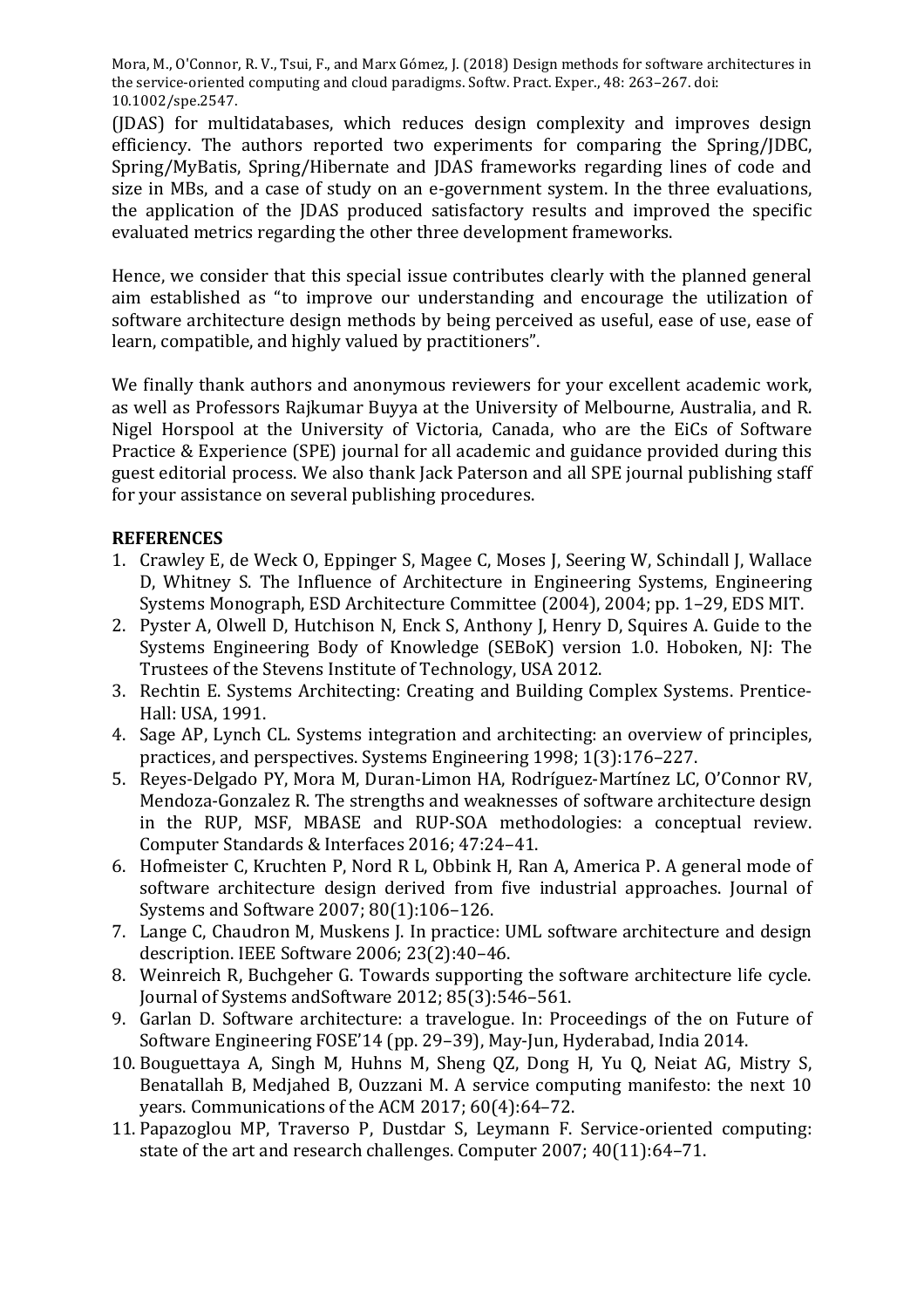(JDAS) for multidatabases, which reduces design complexity and improves design efficiency. The authors reported two experiments for comparing the Spring/JDBC, Spring/MyBatis, Spring/Hibernate and JDAS frameworks regarding lines of code and size in MBs, and a case of study on an e-government system. In the three evaluations, the application of the JDAS produced satisfactory results and improved the specific evaluated metrics regarding the other three development frameworks.

Hence, we consider that this special issue contributes clearly with the planned general aim established as "to improve our understanding and encourage the utilization of software architecture design methods by being perceived as useful, ease of use, ease of learn, compatible, and highly valued by practitioners".

We finally thank authors and anonymous reviewers for your excellent academic work, as well as Professors Rajkumar Buyya at the University of Melbourne, Australia, and R. Nigel Horspool at the University of Victoria, Canada, who are the EiCs of Software Practice & Experience (SPE) journal for all academic and guidance provided during this guest editorial process. We also thank Jack Paterson and all SPE journal publishing staff for your assistance on several publishing procedures.

## REFERENCES

1. Crawley E, de Weck O, Eppinger S, Magee C, Moses J, Seering W, Schindall J, Wallace D, Whitney S. The Influence of Architecture in Engineering Systems, Engineering Systems Monograph, ESD Architecture Committee (2004), 2004; pp. 1–29, EDS MIT.
2. Pyster A, Olwell D, Hutchison N, Enck S, Anthony J, Henry D, Squires A. Guide to the Systems Engineering Body of Knowledge (SEBoK) version 1.0. Hoboken, NJ: The Trustees of the Stevens Institute of Technology, USA 2012.
3. Rechtin E. Systems Architecting: Creating and Building Complex Systems. Prentice-Hall: USA, 1991.
4. Sage AP, Lynch CL. Systems integration and architecting: an overview of principles, practices, and perspectives. Systems Engineering 1998; 1(3):176–227.
5. Reyes-Delgado PY, Mora M, Duran-Limon HA, Rodríguez-Martínez LC, O'Connor RV, Mendoza-Gonzalez R. The strengths and weaknesses of software architecture design in the RUP, MSF, MBASE and RUP-SOA methodologies: a conceptual review. Computer Standards & Interfaces 2016; 47:24–41.
6. Hofmeister C, Kruchten P, Nord R L, Obbink H, Ran A, America P. A general mode of software architecture design derived from five industrial approaches. Journal of Systems and Software 2007; 80(1):106–126.
7. Lange C, Chaudron M, Muskens J. In practice: UML software architecture and design description. IEEE Software 2006; 23(2):40–46.
8. Weinreich R, Buchgeher G. Towards supporting the software architecture life cycle. Journal of Systems andSoftware 2012; 85(3):546–561.
9. Garlan D. Software architecture: a travelogue. In: Proceedings of the on Future of Software Engineering FOSE'14 (pp. 29–39), May-Jun, Hyderabad, India 2014.
10. Bouguettaya A, Singh M, Huhns M, Sheng QZ, Dong H, Yu Q, Neiat AG, Mistry S, Benatallah B, Medjahed B, Ouzzani M. A service computing manifesto: the next 10 years. Communications of the ACM 2017; 60(4):64–72.
11. Papazoglou MP, Traverso P, Dustdar S, Leymann F. Service-oriented computing: state of the art and research challenges. Computer 2007; 40(11):64–71.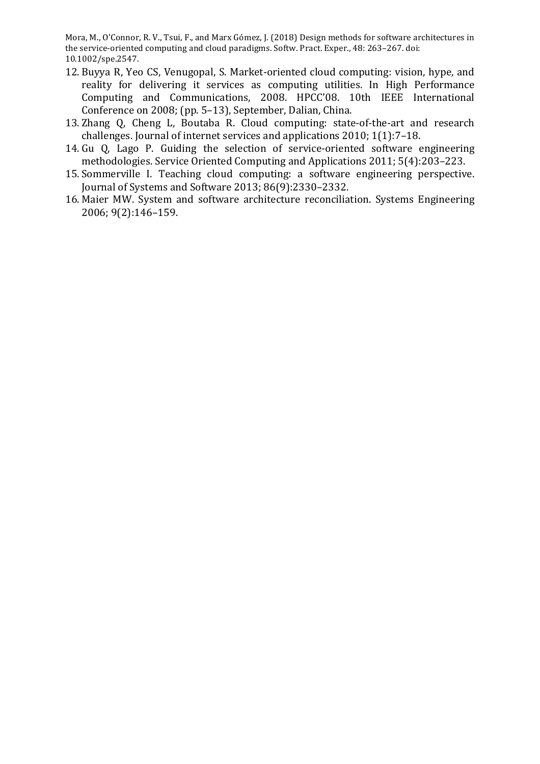12. Buyya R, Yeo CS, Venugopal, S. Market-oriented cloud computing: vision, hype, and reality for delivering it services as computing utilities. In High Performance Computing and Communications, 2008. HPCC'08. 10th IEEE International Conference on 2008; (pp. 5–13), September, Dalian, China.
13. Zhang Q, Cheng L, Boutaba R. Cloud computing: state-of-the-art and research challenges. Journal of internet services and applications 2010; 1(1):7–18.
14. Gu Q, Lago P. Guiding the selection of service-oriented software engineering methodologies. Service Oriented Computing and Applications 2011; 5(4):203–223.
15. Sommerville I. Teaching cloud computing: a software engineering perspective. Journal of Systems and Software 2013; 86(9):2330–2332.
16. Maier MW. System and software architecture reconciliation. Systems Engineering 2006; 9(2):146–159.